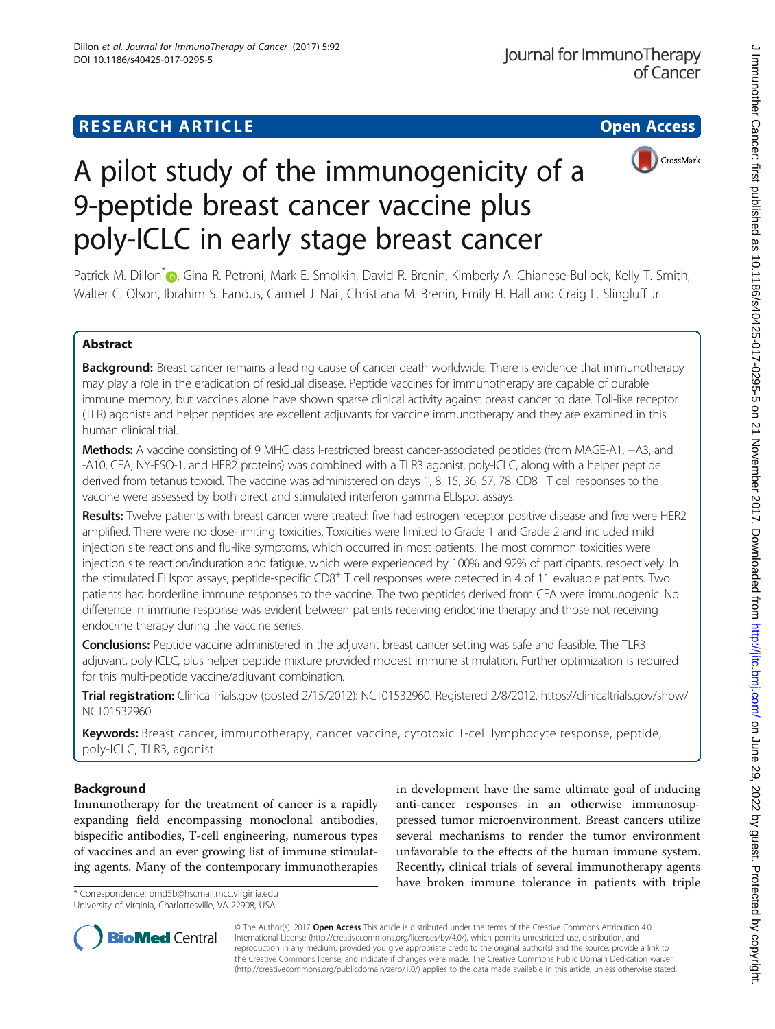RESEARCH ARTICLE

Open Access

# A pilot study of the immunogenicity of a 9-peptide breast cancer vaccine plus poly-ICLC in early stage breast cancer

Patrick M. Dillon*, Gina R. Petroni, Mark E. Smolkin, David R. Brenin, Kimberly A. Chianese-Bullock, Kelly T. Smith, Walter C. Olson, Ibrahim S. Fanous, Carmel J. Nail, Christiana M. Brenin, Emily H. Hall and Craig L. Slingluff Jr

## Abstract

**Background:** Breast cancer remains a leading cause of cancer death worldwide. There is evidence that immunotherapy may play a role in the eradication of residual disease. Peptide vaccines for immunotherapy are capable of durable immune memory, but vaccines alone have shown sparse clinical activity against breast cancer to date. Toll-like receptor (TLR) agonists and helper peptides are excellent adjuvants for vaccine immunotherapy and they are examined in this human clinical trial.

**Methods:** A vaccine consisting of 9 MHC class I-restricted breast cancer-associated peptides (from MAGE-A1, −A3, and -A10, CEA, NY-ESO-1, and HER2 proteins) was combined with a TLR3 agonist, poly-ICLC, along with a helper peptide derived from tetanus toxoid. The vaccine was administered on days 1, 8, 15, 36, 57, 78. $CD8^+$ T cell responses to the vaccine were assessed by both direct and stimulated interferon gamma ELIspot assays.

**Results:** Twelve patients with breast cancer were treated: five had estrogen receptor positive disease and five were HER2 amplified. There were no dose-limiting toxicities. Toxicities were limited to Grade 1 and Grade 2 and included mild injection site reactions and flu-like symptoms, which occurred in most patients. The most common toxicities were injection site reaction/induration and fatigue, which were experienced by 100% and 92% of participants, respectively. In the stimulated ELIspot assays, peptide-specific $CD8^+$ T cell responses were detected in 4 of 11 evaluable patients. Two patients had borderline immune responses to the vaccine. The two peptides derived from CEA were immunogenic. No difference in immune response was evident between patients receiving endocrine therapy and those not receiving endocrine therapy during the vaccine series.

**Conclusions:** Peptide vaccine administered in the adjuvant breast cancer setting was safe and feasible. The TLR3 adjuvant, poly-ICLC, plus helper peptide mixture provided modest immune stimulation. Further optimization is required for this multi-peptide vaccine/adjuvant combination.

**Trial registration:** ClinicalTrials.gov (posted 2/15/2012): NCT01532960. Registered 2/8/2012. https://clinicaltrials.gov/show/NCT01532960

**Keywords:** Breast cancer, immunotherapy, cancer vaccine, cytotoxic T-cell lymphocyte response, peptide, poly-ICLC, TLR3, agonist

## Background

Immunotherapy for the treatment of cancer is a rapidly expanding field encompassing monoclonal antibodies, bispecific antibodies, T-cell engineering, numerous types of vaccines and an ever growing list of immune stimulating agents. Many of the contemporary immunotherapies in development have the same ultimate goal of inducing anti-cancer responses in an otherwise immunosuppressed tumor microenvironment. Breast cancers utilize several mechanisms to render the tumor environment unfavorable to the effects of the human immune system. Recently, clinical trials of several immunotherapy agents have broken immune tolerance in patients with triple

* Correspondence: pmd5b@hscmail.mcc.virginia.edu
University of Virginia, Charlottesville, VA 22908, USA

© The Author(s). 2017 **Open Access** This article is distributed under the terms of the Creative Commons Attribution 4.0 International License (http://creativecommons.org/licenses/by/4.0/), which permits unrestricted use, distribution, and reproduction in any medium, provided you give appropriate credit to the original author(s) and the source, provide a link to the Creative Commons license, and indicate if changes were made. The Creative Commons Public Domain Dedication waiver (http://creativecommons.org/publicdomain/zero/1.0/) applies to the data made available in this article, unless otherwise stated.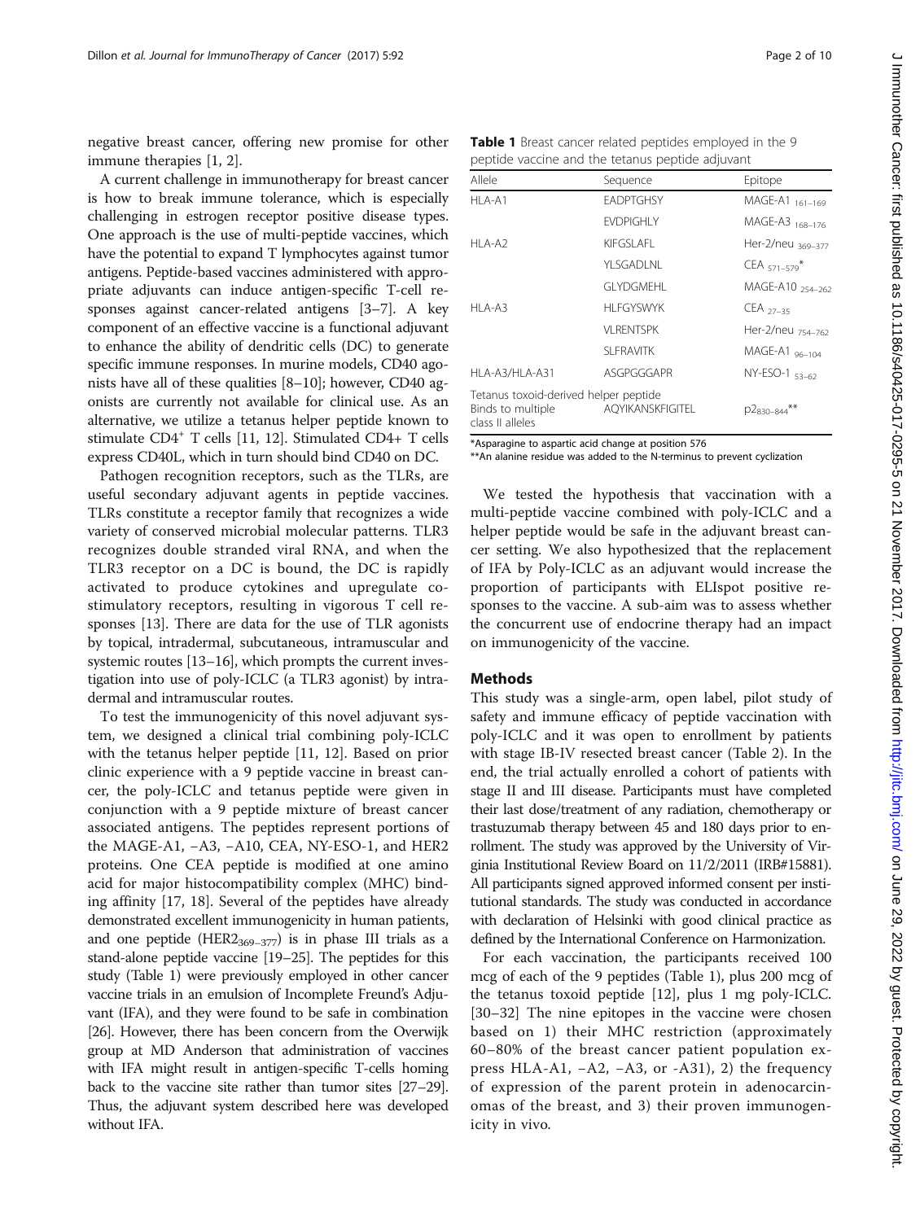negative breast cancer, offering new promise for other immune therapies [1, 2].

A current challenge in immunotherapy for breast cancer is how to break immune tolerance, which is especially challenging in estrogen receptor positive disease types. One approach is the use of multi-peptide vaccines, which have the potential to expand T lymphocytes against tumor antigens. Peptide-based vaccines administered with appropriate adjuvants can induce antigen-specific T-cell responses against cancer-related antigens [3–7]. A key component of an effective vaccine is a functional adjuvant to enhance the ability of dendritic cells (DC) to generate specific immune responses. In murine models, CD40 agonists have all of these qualities [8–10]; however, CD40 agonists are currently not available for clinical use. As an alternative, we utilize a tetanus helper peptide known to stimulate CD4$^+$ T cells [11, 12]. Stimulated CD4+ T cells express CD40L, which in turn should bind CD40 on DC.

Pathogen recognition receptors, such as the TLRs, are useful secondary adjuvant agents in peptide vaccines. TLRs constitute a receptor family that recognizes a wide variety of conserved microbial molecular patterns. TLR3 recognizes double stranded viral RNA, and when the TLR3 receptor on a DC is bound, the DC is rapidly activated to produce cytokines and upregulate co-stimulatory receptors, resulting in vigorous T cell responses [13]. There are data for the use of TLR agonists by topical, intradermal, subcutaneous, intramuscular and systemic routes [13–16], which prompts the current investigation into use of poly-ICLC (a TLR3 agonist) by intradermal and intramuscular routes.

To test the immunogenicity of this novel adjuvant system, we designed a clinical trial combining poly-ICLC with the tetanus helper peptide [11, 12]. Based on prior clinic experience with a 9 peptide vaccine in breast cancer, the poly-ICLC and tetanus peptide were given in conjunction with a 9 peptide mixture of breast cancer associated antigens. The peptides represent portions of the MAGE-A1, −A3, −A10, CEA, NY-ESO-1, and HER2 proteins. One CEA peptide is modified at one amino acid for major histocompatibility complex (MHC) binding affinity [17, 18]. Several of the peptides have already demonstrated excellent immunogenicity in human patients, and one peptide (HER2$_{369–377}$) is in phase III trials as a stand-alone peptide vaccine [19–25]. The peptides for this study (Table 1) were previously employed in other cancer vaccine trials in an emulsion of Incomplete Freund's Adjuvant (IFA), and they were found to be safe in combination [26]. However, there has been concern from the Overwijk group at MD Anderson that administration of vaccines with IFA might result in antigen-specific T-cells homing back to the vaccine site rather than tumor sites [27–29]. Thus, the adjuvant system described here was developed without IFA.

**Table 1** Breast cancer related peptides employed in the 9 peptide vaccine and the tetanus peptide adjuvant

| Allele | Sequence | Epitope |
|---|---|---|
| HLA-A1 | EADPTGHSY | MAGE-A1 $_{161–169}$ |
| | EVDPIGHLY | MAGE-A3 $_{168–176}$ |
| HLA-A2 | KIFGSLAFL | Her-2/neu $_{369–377}$ |
| | YLSGADLNL | CEA $_{571–579}$* |
| | GLYDGMEHL | MAGE-A10 $_{254–262}$ |
| HLA-A3 | HLFGYSWYK | CEA $_{27–35}$ |
| | VLRENTSPK | Her-2/neu $_{754–762}$ |
| | SLFRAVITK | MAGE-A1 $_{96–104}$ |
| HLA-A3/HLA-A31 | ASGPGGGAPR | NY-ESO-1 $_{53–62}$ |
| Tetanus toxoid-derived helper peptide | | |
| Binds to multiple class II alleles | AQYIKANSKFIGITEL | p2$_{830–844}$** |

*Asparagine to aspartic acid change at position 576

**An alanine residue was added to the N-terminus to prevent cyclization

We tested the hypothesis that vaccination with a multi-peptide vaccine combined with poly-ICLC and a helper peptide would be safe in the adjuvant breast cancer setting. We also hypothesized that the replacement of IFA by Poly-ICLC as an adjuvant would increase the proportion of participants with ELIspot positive responses to the vaccine. A sub-aim was to assess whether the concurrent use of endocrine therapy had an impact on immunogenicity of the vaccine.

## Methods

This study was a single-arm, open label, pilot study of safety and immune efficacy of peptide vaccination with poly-ICLC and it was open to enrollment by patients with stage IB-IV resected breast cancer (Table 2). In the end, the trial actually enrolled a cohort of patients with stage II and III disease. Participants must have completed their last dose/treatment of any radiation, chemotherapy or trastuzumab therapy between 45 and 180 days prior to enrollment. The study was approved by the University of Virginia Institutional Review Board on 11/2/2011 (IRB#15881). All participants signed approved informed consent per institutional standards. The study was conducted in accordance with declaration of Helsinki with good clinical practice as defined by the International Conference on Harmonization.

For each vaccination, the participants received 100 mcg of each of the 9 peptides (Table 1), plus 200 mcg of the tetanus toxoid peptide [12], plus 1 mg poly-ICLC. [30–32] The nine epitopes in the vaccine were chosen based on 1) their MHC restriction (approximately 60–80% of the breast cancer patient population express HLA-A1, −A2, −A3, or -A31), 2) the frequency of expression of the parent protein in adenocarcinomas of the breast, and 3) their proven immunogenicity in vivo.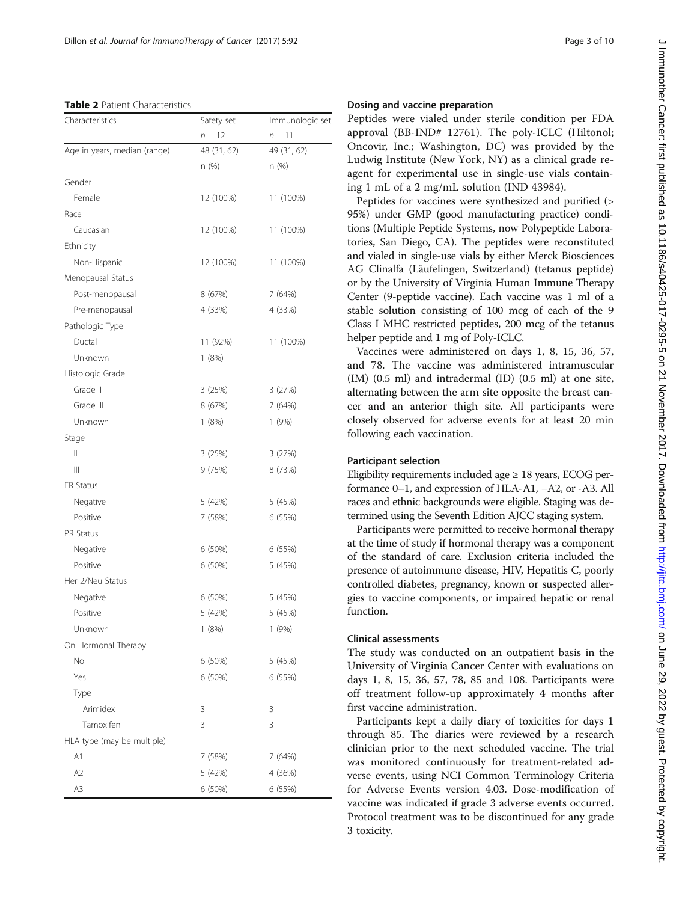**Table 2** Patient Characteristics

| Characteristics | Safety set | Immunologic set |
|---|---|---|
| | n = 12 | n = 11 |
| Age in years, median (range) | 48 (31, 62) | 49 (31, 62) |
| | n (%) | n (%) |
| Gender | | |
| Female | 12 (100%) | 11 (100%) |
| Race | | |
| Caucasian | 12 (100%) | 11 (100%) |
| Ethnicity | | |
| Non-Hispanic | 12 (100%) | 11 (100%) |
| Menopausal Status | | |
| Post-menopausal | 8 (67%) | 7 (64%) |
| Pre-menopausal | 4 (33%) | 4 (33%) |
| Pathologic Type | | |
| Ductal | 11 (92%) | 11 (100%) |
| Unknown | 1 (8%) | |
| Histologic Grade | | |
| Grade II | 3 (25%) | 3 (27%) |
| Grade III | 8 (67%) | 7 (64%) |
| Unknown | 1 (8%) | 1 (9%) |
| Stage | | |
| II | 3 (25%) | 3 (27%) |
| III | 9 (75%) | 8 (73%) |
| ER Status | | |
| Negative | 5 (42%) | 5 (45%) |
| Positive | 7 (58%) | 6 (55%) |
| PR Status | | |
| Negative | 6 (50%) | 6 (55%) |
| Positive | 6 (50%) | 5 (45%) |
| Her 2/Neu Status | | |
| Negative | 6 (50%) | 5 (45%) |
| Positive | 5 (42%) | 5 (45%) |
| Unknown | 1 (8%) | 1 (9%) |
| On Hormonal Therapy | | |
| No | 6 (50%) | 5 (45%) |
| Yes | 6 (50%) | 6 (55%) |
| Type | | |
| Arimidex | 3 | 3 |
| Tamoxifen | 3 | 3 |
| HLA type (may be multiple) | | |
| A1 | 7 (58%) | 7 (64%) |
| A2 | 5 (42%) | 4 (36%) |
| A3 | 6 (50%) | 6 (55%) |

### Dosing and vaccine preparation

Peptides were vialed under sterile condition per FDA approval (BB-IND# 12761). The poly-ICLC (Hiltonol; Oncovir, Inc.; Washington, DC) was provided by the Ludwig Institute (New York, NY) as a clinical grade reagent for experimental use in single-use vials containing 1 mL of a 2 mg/mL solution (IND 43984).

Peptides for vaccines were synthesized and purified (> 95%) under GMP (good manufacturing practice) conditions (Multiple Peptide Systems, now Polypeptide Laboratories, San Diego, CA). The peptides were reconstituted and vialed in single-use vials by either Merck Biosciences AG Clinalfa (Läufelingen, Switzerland) (tetanus peptide) or by the University of Virginia Human Immune Therapy Center (9-peptide vaccine). Each vaccine was 1 ml of a stable solution consisting of 100 mcg of each of the 9 Class I MHC restricted peptides, 200 mcg of the tetanus helper peptide and 1 mg of Poly-ICLC.

Vaccines were administered on days 1, 8, 15, 36, 57, and 78. The vaccine was administered intramuscular (IM) (0.5 ml) and intradermal (ID) (0.5 ml) at one site, alternating between the arm site opposite the breast cancer and an anterior thigh site. All participants were closely observed for adverse events for at least 20 min following each vaccination.

### Participant selection

Eligibility requirements included age ≥ 18 years, ECOG performance 0–1, and expression of HLA-A1, −A2, or -A3. All races and ethnic backgrounds were eligible. Staging was determined using the Seventh Edition AJCC staging system.

Participants were permitted to receive hormonal therapy at the time of study if hormonal therapy was a component of the standard of care. Exclusion criteria included the presence of autoimmune disease, HIV, Hepatitis C, poorly controlled diabetes, pregnancy, known or suspected allergies to vaccine components, or impaired hepatic or renal function.

### Clinical assessments

The study was conducted on an outpatient basis in the University of Virginia Cancer Center with evaluations on days 1, 8, 15, 36, 57, 78, 85 and 108. Participants were off treatment follow-up approximately 4 months after first vaccine administration.

Participants kept a daily diary of toxicities for days 1 through 85. The diaries were reviewed by a research clinician prior to the next scheduled vaccine. The trial was monitored continuously for treatment-related adverse events, using NCI Common Terminology Criteria for Adverse Events version 4.03. Dose-modification of vaccine was indicated if grade 3 adverse events occurred. Protocol treatment was to be discontinued for any grade 3 toxicity.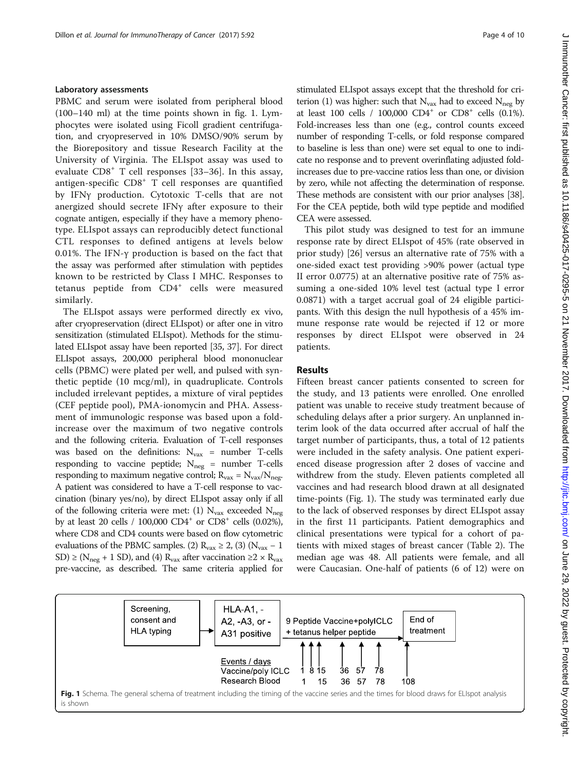### Laboratory assessments

PBMC and serum were isolated from peripheral blood (100–140 ml) at the time points shown in fig. 1. Lymphocytes were isolated using Ficoll gradient centrifugation, and cryopreserved in 10% DMSO/90% serum by the Biorepository and tissue Research Facility at the University of Virginia. The ELIspot assay was used to evaluate $CD8^+$ T cell responses [33–36]. In this assay, antigen-specific $CD8^+$ T cell responses are quantified by IFNγ production. Cytotoxic T-cells that are not anergized should secrete IFNγ after exposure to their cognate antigen, especially if they have a memory phenotype. ELIspot assays can reproducibly detect functional CTL responses to defined antigens at levels below 0.01%. The IFN-γ production is based on the fact that the assay was performed after stimulation with peptides known to be restricted by Class I MHC. Responses to tetanus peptide from $CD4^+$ cells were measured similarly.

The ELIspot assays were performed directly ex vivo, after cryopreservation (direct ELIspot) or after one in vitro sensitization (stimulated ELIspot). Methods for the stimulated ELIspot assay have been reported [35, 37]. For direct ELIspot assays, 200,000 peripheral blood mononuclear cells (PBMC) were plated per well, and pulsed with synthetic peptide (10 mcg/ml), in quadruplicate. Controls included irrelevant peptides, a mixture of viral peptides (CEF peptide pool), PMA-ionomycin and PHA. Assessment of immunologic response was based upon a fold-increase over the maximum of two negative controls and the following criteria. Evaluation of T-cell responses was based on the definitions: $N_{vax}$ = number T-cells responding to vaccine peptide; $N_{neg}$ = number T-cells responding to maximum negative control; $R_{vax} = N_{vax}/N_{neg}$. A patient was considered to have a T-cell response to vaccination (binary yes/no), by direct ELIspot assay only if all of the following criteria were met: (1) $N_{vax}$ exceeded $N_{neg}$ by at least 20 cells / 100,000 $CD4^+$ or $CD8^+$ cells (0.02%), where CD8 and CD4 counts were based on flow cytometric evaluations of the PBMC samples. (2) $R_{vax} \geq 2$, (3) ($N_{vax}$ − 1 SD) ≥ ($N_{neg}$ + 1 SD), and (4) $R_{vax}$ after vaccination ≥2 × $R_{vax}$ pre-vaccine, as described. The same criteria applied for stimulated ELIspot assays except that the threshold for criterion (1) was higher: such that $N_{vax}$ had to exceed $N_{neg}$ by at least 100 cells / 100,000 $CD4^+$ or $CD8^+$ cells (0.1%). Fold-increases less than one (e.g., control counts exceed number of responding T-cells, or fold response compared to baseline is less than one) were set equal to one to indicate no response and to prevent overinflating adjusted fold-increases due to pre-vaccine ratios less than one, or division by zero, while not affecting the determination of response. These methods are consistent with our prior analyses [38]. For the CEA peptide, both wild type peptide and modified CEA were assessed.

This pilot study was designed to test for an immune response rate by direct ELIspot of 45% (rate observed in prior study) [26] versus an alternative rate of 75% with a one-sided exact test providing >90% power (actual type II error 0.0775) at an alternative positive rate of 75% assuming a one-sided 10% level test (actual type I error 0.0871) with a target accrual goal of 24 eligible participants. With this design the null hypothesis of a 45% immune response rate would be rejected if 12 or more responses by direct ELIspot were observed in 24 patients.

## Results

Fifteen breast cancer patients consented to screen for the study, and 13 patients were enrolled. One enrolled patient was unable to receive study treatment because of scheduling delays after a prior surgery. An unplanned interim look of the data occurred after accrual of half the target number of participants, thus, a total of 12 patients were included in the safety analysis. One patient experienced disease progression after 2 doses of vaccine and withdrew from the study. Eleven patients completed all vaccines and had research blood drawn at all designated time-points (Fig. 1). The study was terminated early due to the lack of observed responses by direct ELIspot assay in the first 11 participants. Patient demographics and clinical presentations were typical for a cohort of patients with mixed stages of breast cancer (Table 2). The median age was 48. All patients were female, and all were Caucasian. One-half of patients (6 of 12) were on

| Screening, consent and HLA typing | → | HLA-A1, -A2, -A3, or -A31 positive | → | 9 Peptide Vaccine+polyICLC + tetanus helper peptide | → | End of treatment |
|---|---|---|---|---|---|---|

| Events / days | | | | | | | |
|---|---|---|---|---|---|---|---|
| Vaccine/poly ICLC | 1 | 8 | 15 | 36 | 57 | 78 | |
| Research Blood | 1 | | 15 | 36 | 57 | 78 | 108 |

**Fig. 1** Schema. The general schema of treatment including the timing of the vaccine series and the times for blood draws for ELIspot analysis is shown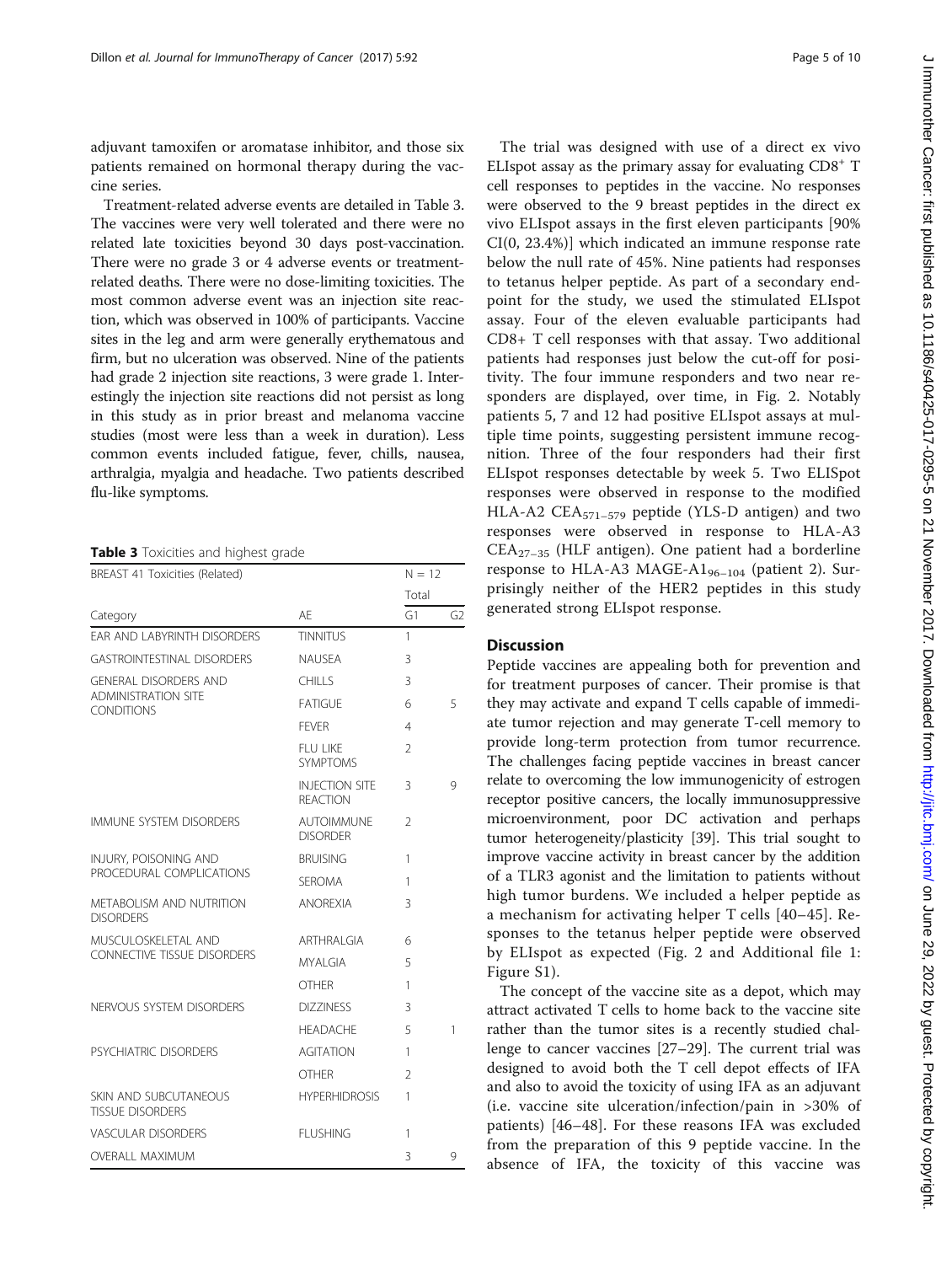adjuvant tamoxifen or aromatase inhibitor, and those six patients remained on hormonal therapy during the vaccine series.

Treatment-related adverse events are detailed in Table 3. The vaccines were very well tolerated and there were no related late toxicities beyond 30 days post-vaccination. There were no grade 3 or 4 adverse events or treatment-related deaths. There were no dose-limiting toxicities. The most common adverse event was an injection site reaction, which was observed in 100% of participants. Vaccine sites in the leg and arm were generally erythematous and firm, but no ulceration was observed. Nine of the patients had grade 2 injection site reactions, 3 were grade 1. Interestingly the injection site reactions did not persist as long in this study as in prior breast and melanoma vaccine studies (most were less than a week in duration). Less common events included fatigue, fever, chills, nausea, arthralgia, myalgia and headache. Two patients described flu-like symptoms.

**Table 3** Toxicities and highest grade

| BREAST 41 Toxicities (Related) | | N = 12 | |
|---|---|---|---|
| | | Total | |
| Category | AE | G1 | G2 |
| EAR AND LABYRINTH DISORDERS | TINNITUS | 1 | |
| GASTROINTESTINAL DISORDERS | NAUSEA | 3 | |
| GENERAL DISORDERS AND ADMINISTRATION SITE CONDITIONS | CHILLS | 3 | |
| | FATIGUE | 6 | 5 |
| | FEVER | 4 | |
| | FLU LIKE SYMPTOMS | 2 | |
| | INJECTION SITE REACTION | 3 | 9 |
| IMMUNE SYSTEM DISORDERS | AUTOIMMUNE DISORDER | 2 | |
| INJURY, POISONING AND PROCEDURAL COMPLICATIONS | BRUISING | 1 | |
| | SEROMA | 1 | |
| METABOLISM AND NUTRITION DISORDERS | ANOREXIA | 3 | |
| MUSCULOSKELETAL AND CONNECTIVE TISSUE DISORDERS | ARTHRALGIA | 6 | |
| | MYALGIA | 5 | |
| | OTHER | 1 | |
| NERVOUS SYSTEM DISORDERS | DIZZINESS | 3 | |
| | HEADACHE | 5 | 1 |
| PSYCHIATRIC DISORDERS | AGITATION | 1 | |
| | OTHER | 2 | |
| SKIN AND SUBCUTANEOUS TISSUE DISORDERS | HYPERHIDROSIS | 1 | |
| VASCULAR DISORDERS | FLUSHING | 1 | |
| OVERALL MAXIMUM | | 3 | 9 |

The trial was designed with use of a direct ex vivo ELIspot assay as the primary assay for evaluating $CD8^+$ T cell responses to peptides in the vaccine. No responses were observed to the 9 breast peptides in the direct ex vivo ELIspot assays in the first eleven participants [90% CI(0, 23.4%)] which indicated an immune response rate below the null rate of 45%. Nine patients had responses to tetanus helper peptide. As part of a secondary endpoint for the study, we used the stimulated ELIspot assay. Four of the eleven evaluable participants had CD8+ T cell responses with that assay. Two additional patients had responses just below the cut-off for positivity. The four immune responders and two near responders are displayed, over time, in Fig. 2. Notably patients 5, 7 and 12 had positive ELIspot assays at multiple time points, suggesting persistent immune recognition. Three of the four responders had their first ELIspot responses detectable by week 5. Two ELISpot responses were observed in response to the modified HLA-A2 $CEA_{571-579}$ peptide (YLS-D antigen) and two responses were observed in response to HLA-A3 $CEA_{27-35}$ (HLF antigen). One patient had a borderline response to HLA-A3 MAGE-$A1_{96-104}$ (patient 2). Surprisingly neither of the HER2 peptides in this study generated strong ELIspot response.

## Discussion

Peptide vaccines are appealing both for prevention and for treatment purposes of cancer. Their promise is that they may activate and expand T cells capable of immediate tumor rejection and may generate T-cell memory to provide long-term protection from tumor recurrence. The challenges facing peptide vaccines in breast cancer relate to overcoming the low immunogenicity of estrogen receptor positive cancers, the locally immunosuppressive microenvironment, poor DC activation and perhaps tumor heterogeneity/plasticity [39]. This trial sought to improve vaccine activity in breast cancer by the addition of a TLR3 agonist and the limitation to patients without high tumor burdens. We included a helper peptide as a mechanism for activating helper T cells [40–45]. Responses to the tetanus helper peptide were observed by ELIspot as expected (Fig. 2 and Additional file 1: Figure S1).

The concept of the vaccine site as a depot, which may attract activated T cells to home back to the vaccine site rather than the tumor sites is a recently studied challenge to cancer vaccines [27–29]. The current trial was designed to avoid both the T cell depot effects of IFA and also to avoid the toxicity of using IFA as an adjuvant (i.e. vaccine site ulceration/infection/pain in >30% of patients) [46–48]. For these reasons IFA was excluded from the preparation of this 9 peptide vaccine. In the absence of IFA, the toxicity of this vaccine was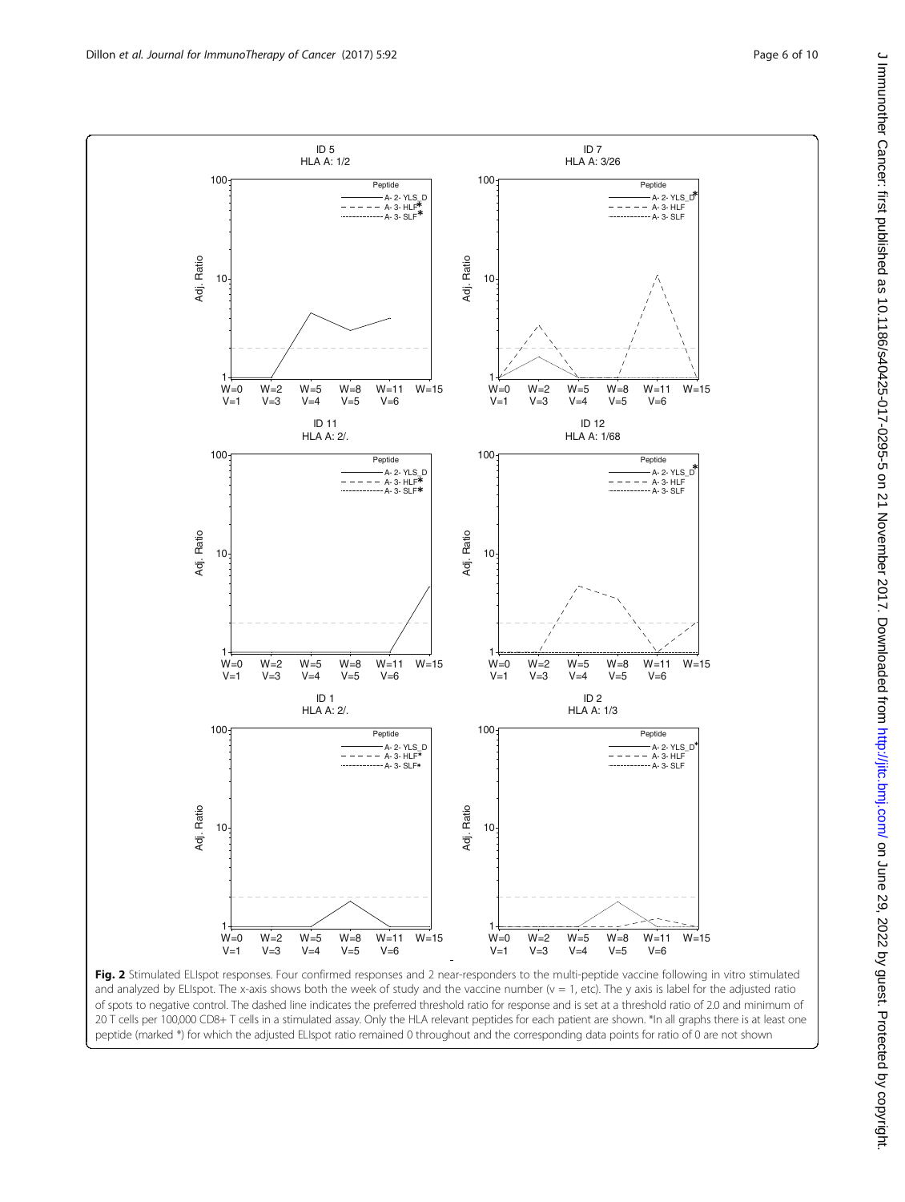**Fig. 2** Stimulated ELIspot responses. Four confirmed responses and 2 near-responders to the multi-peptide vaccine following in vitro stimulated and analyzed by ELIspot. The x-axis shows both the week of study and the vaccine number (v = 1, etc). The y axis is label for the adjusted ratio of spots to negative control. The dashed line indicates the preferred threshold ratio for response and is set at a threshold ratio of 2.0 and minimum of 20 T cells per 100,000 CD8+ T cells in a stimulated assay. Only the HLA relevant peptides for each patient are shown. *In all graphs there is at least one peptide (marked *) for which the adjusted ELIspot ratio remained 0 throughout and the corresponding data points for ratio of 0 are not shown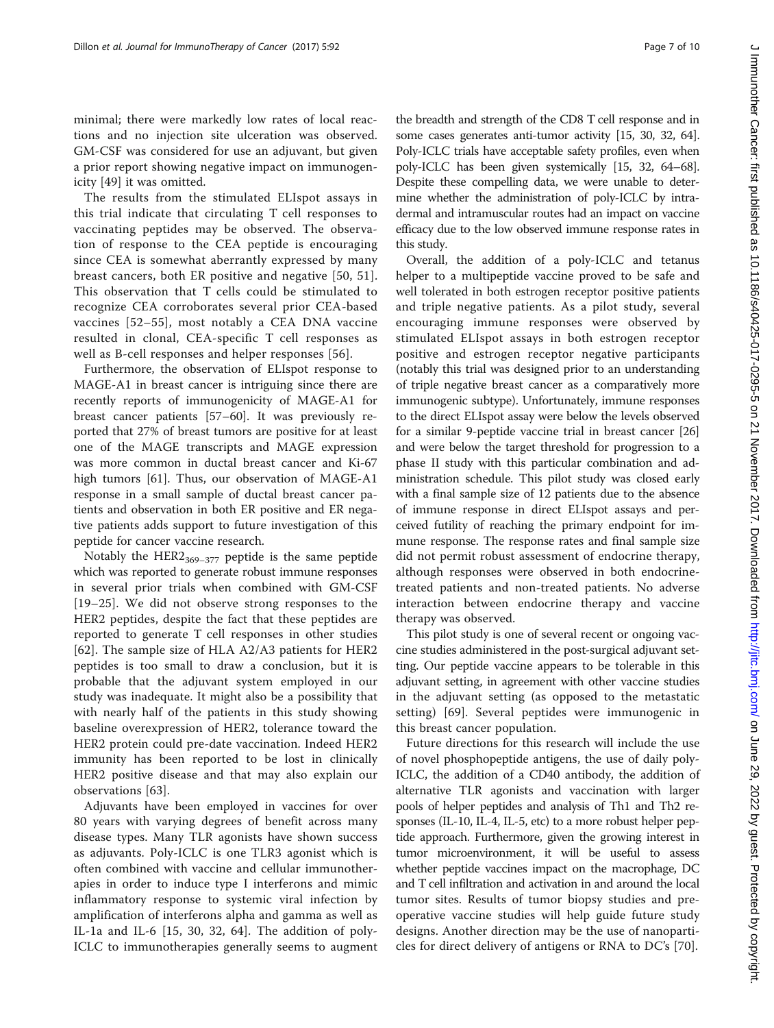minimal; there were markedly low rates of local reactions and no injection site ulceration was observed. GM-CSF was considered for use an adjuvant, but given a prior report showing negative impact on immunogenicity [49] it was omitted.

The results from the stimulated ELIspot assays in this trial indicate that circulating T cell responses to vaccinating peptides may be observed. The observation of response to the CEA peptide is encouraging since CEA is somewhat aberrantly expressed by many breast cancers, both ER positive and negative [50, 51]. This observation that T cells could be stimulated to recognize CEA corroborates several prior CEA-based vaccines [52–55], most notably a CEA DNA vaccine resulted in clonal, CEA-specific T cell responses as well as B-cell responses and helper responses [56].

Furthermore, the observation of ELIspot response to MAGE-A1 in breast cancer is intriguing since there are recently reports of immunogenicity of MAGE-A1 for breast cancer patients [57–60]. It was previously reported that 27% of breast tumors are positive for at least one of the MAGE transcripts and MAGE expression was more common in ductal breast cancer and Ki-67 high tumors [61]. Thus, our observation of MAGE-A1 response in a small sample of ductal breast cancer patients and observation in both ER positive and ER negative patients adds support to future investigation of this peptide for cancer vaccine research.

Notably the $HER2_{369–377}$ peptide is the same peptide which was reported to generate robust immune responses in several prior trials when combined with GM-CSF [19–25]. We did not observe strong responses to the HER2 peptides, despite the fact that these peptides are reported to generate T cell responses in other studies [62]. The sample size of HLA A2/A3 patients for HER2 peptides is too small to draw a conclusion, but it is probable that the adjuvant system employed in our study was inadequate. It might also be a possibility that with nearly half of the patients in this study showing baseline overexpression of HER2, tolerance toward the HER2 protein could pre-date vaccination. Indeed HER2 immunity has been reported to be lost in clinically HER2 positive disease and that may also explain our observations [63].

Adjuvants have been employed in vaccines for over 80 years with varying degrees of benefit across many disease types. Many TLR agonists have shown success as adjuvants. Poly-ICLC is one TLR3 agonist which is often combined with vaccine and cellular immunotherapies in order to induce type I interferons and mimic inflammatory response to systemic viral infection by amplification of interferons alpha and gamma as well as IL-1a and IL-6 [15, 30, 32, 64]. The addition of poly-ICLC to immunotherapies generally seems to augment the breadth and strength of the CD8 T cell response and in some cases generates anti-tumor activity [15, 30, 32, 64]. Poly-ICLC trials have acceptable safety profiles, even when poly-ICLC has been given systemically [15, 32, 64–68]. Despite these compelling data, we were unable to determine whether the administration of poly-ICLC by intradermal and intramuscular routes had an impact on vaccine efficacy due to the low observed immune response rates in this study.

Overall, the addition of a poly-ICLC and tetanus helper to a multipeptide vaccine proved to be safe and well tolerated in both estrogen receptor positive patients and triple negative patients. As a pilot study, several encouraging immune responses were observed by stimulated ELIspot assays in both estrogen receptor positive and estrogen receptor negative participants (notably this trial was designed prior to an understanding of triple negative breast cancer as a comparatively more immunogenic subtype). Unfortunately, immune responses to the direct ELIspot assay were below the levels observed for a similar 9-peptide vaccine trial in breast cancer [26] and were below the target threshold for progression to a phase II study with this particular combination and administration schedule. This pilot study was closed early with a final sample size of 12 patients due to the absence of immune response in direct ELIspot assays and perceived futility of reaching the primary endpoint for immune response. The response rates and final sample size did not permit robust assessment of endocrine therapy, although responses were observed in both endocrine-treated patients and non-treated patients. No adverse interaction between endocrine therapy and vaccine therapy was observed.

This pilot study is one of several recent or ongoing vaccine studies administered in the post-surgical adjuvant setting. Our peptide vaccine appears to be tolerable in this adjuvant setting, in agreement with other vaccine studies in the adjuvant setting (as opposed to the metastatic setting) [69]. Several peptides were immunogenic in this breast cancer population.

Future directions for this research will include the use of novel phosphopeptide antigens, the use of daily poly-ICLC, the addition of a CD40 antibody, the addition of alternative TLR agonists and vaccination with larger pools of helper peptides and analysis of Th1 and Th2 responses (IL-10, IL-4, IL-5, etc) to a more robust helper peptide approach. Furthermore, given the growing interest in tumor microenvironment, it will be useful to assess whether peptide vaccines impact on the macrophage, DC and T cell infiltration and activation in and around the local tumor sites. Results of tumor biopsy studies and pre-operative vaccine studies will help guide future study designs. Another direction may be the use of nanoparticles for direct delivery of antigens or RNA to DC's [70].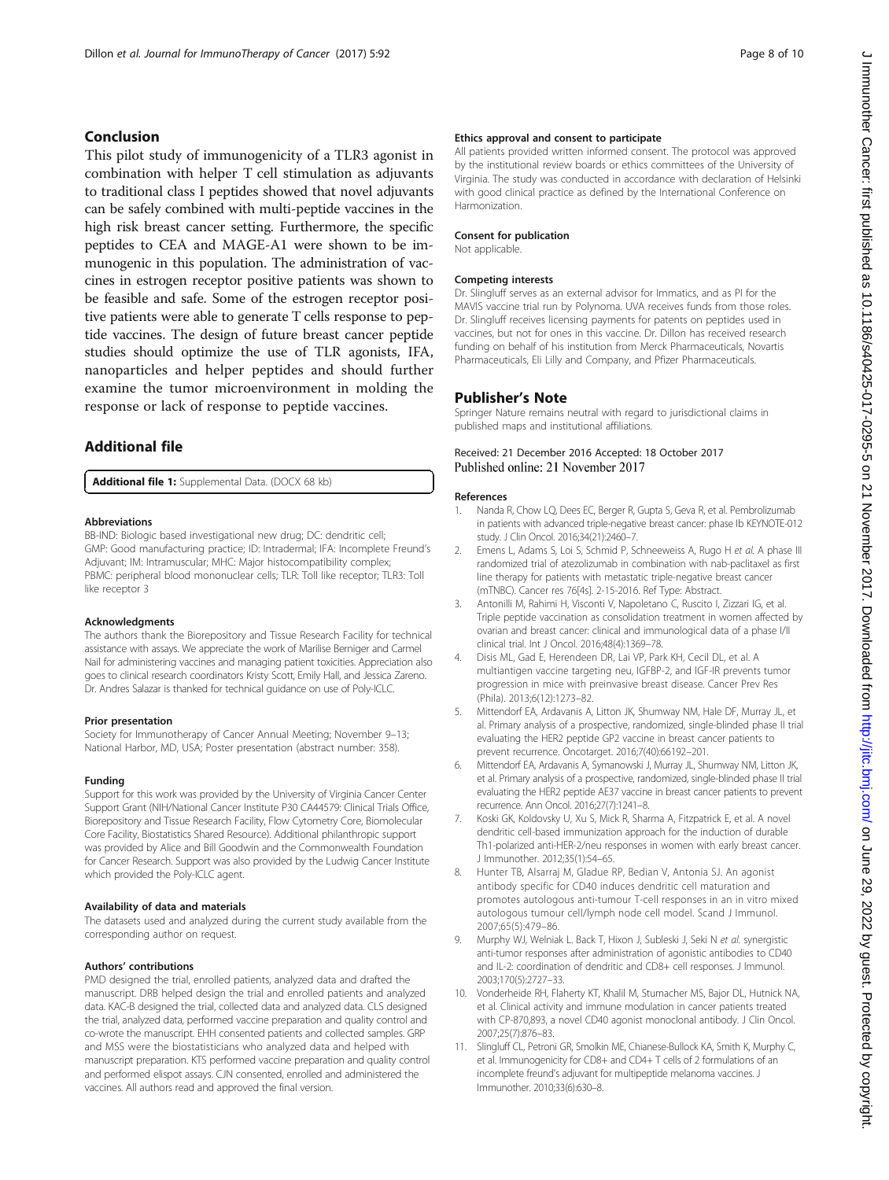## Conclusion

This pilot study of immunogenicity of a TLR3 agonist in combination with helper T cell stimulation as adjuvants to traditional class I peptides showed that novel adjuvants can be safely combined with multi-peptide vaccines in the high risk breast cancer setting. Furthermore, the specific peptides to CEA and MAGE-A1 were shown to be immunogenic in this population. The administration of vaccines in estrogen receptor positive patients was shown to be feasible and safe. Some of the estrogen receptor positive patients were able to generate T cells response to peptide vaccines. The design of future breast cancer peptide studies should optimize the use of TLR agonists, IFA, nanoparticles and helper peptides and should further examine the tumor microenvironment in molding the response or lack of response to peptide vaccines.

## Additional file

**Additional file 1:** Supplemental Data. (DOCX 68 kb)

#### Abbreviations

BB-IND: Biologic based investigational new drug; DC: dendritic cell; GMP: Good manufacturing practice; ID: Intradermal; IFA: Incomplete Freund's Adjuvant; IM: Intramuscular; MHC: Major histocompatibility complex; PBMC: peripheral blood mononuclear cells; TLR: Toll like receptor; TLR3: Toll like receptor 3

#### Acknowledgments

The authors thank the Biorepository and Tissue Research Facility for technical assistance with assays. We appreciate the work of Marilise Berniger and Carmel Nail for administering vaccines and managing patient toxicities. Appreciation also goes to clinical research coordinators Kristy Scott, Emily Hall, and Jessica Zareno. Dr. Andres Salazar is thanked for technical guidance on use of Poly-ICLC.

#### Prior presentation

Society for Immunotherapy of Cancer Annual Meeting; November 9–13; National Harbor, MD, USA; Poster presentation (abstract number: 358).

#### Funding

Support for this work was provided by the University of Virginia Cancer Center Support Grant (NIH/National Cancer Institute P30 CA44579: Clinical Trials Office, Biorepository and Tissue Research Facility, Flow Cytometry Core, Biomolecular Core Facility, Biostatistics Shared Resource). Additional philanthropic support was provided by Alice and Bill Goodwin and the Commonwealth Foundation for Cancer Research. Support was also provided by the Ludwig Cancer Institute which provided the Poly-ICLC agent.

#### Availability of data and materials

The datasets used and analyzed during the current study available from the corresponding author on request.

#### Authors' contributions

PMD designed the trial, enrolled patients, analyzed data and drafted the manuscript. DRB helped design the trial and enrolled patients and analyzed data. KAC-B designed the trial, collected data and analyzed data. CLS designed the trial, analyzed data, performed vaccine preparation and quality control and co-wrote the manuscript. EHH consented patients and collected samples. GRP and MSS were the biostatisticians who analyzed data and helped with manuscript preparation. KTS performed vaccine preparation and quality control and performed elispot assays. CJN consented, enrolled and administered the vaccines. All authors read and approved the final version.

#### Ethics approval and consent to participate

All patients provided written informed consent. The protocol was approved by the institutional review boards or ethics committees of the University of Virginia. The study was conducted in accordance with declaration of Helsinki with good clinical practice as defined by the International Conference on Harmonization.

#### Consent for publication

Not applicable.

#### Competing interests

Dr. Slingluff serves as an external advisor for Immatics, and as PI for the MAVIS vaccine trial run by Polynoma. UVA receives funds from those roles. Dr. Slingluff receives licensing payments for patents on peptides used in vaccines, but not for ones in this vaccine. Dr. Dillon has received research funding on behalf of his institution from Merck Pharmaceuticals, Novartis Pharmaceuticals, Eli Lilly and Company, and Pfizer Pharmaceuticals.

## Publisher's Note

Springer Nature remains neutral with regard to jurisdictional claims in published maps and institutional affiliations.

Received: 21 December 2016 Accepted: 18 October 2017
Published online: 21 November 2017

#### References

1. Nanda R, Chow LQ, Dees EC, Berger R, Gupta S, Geva R, et al. Pembrolizumab in patients with advanced triple-negative breast cancer: phase Ib KEYNOTE-012 study. J Clin Oncol. 2016;34(21):2460–7.
2. Emens L, Adams S, Loi S, Schmid P, Schneeweiss A, Rugo H *et al.* A phase III randomized trial of atezolizumab in combination with nab-paclitaxel as first line therapy for patients with metastatic triple-negative breast cancer (mTNBC). Cancer res 76[4s]. 2-15-2016. Ref Type: Abstract.
3. Antonilli M, Rahimi H, Visconti V, Napoletano C, Ruscito I, Zizzari IG, et al. Triple peptide vaccination as consolidation treatment in women affected by ovarian and breast cancer: clinical and immunological data of a phase I/II clinical trial. Int J Oncol. 2016;48(4):1369–78.
4. Disis ML, Gad E, Herendeen DR, Lai VP, Park KH, Cecil DL, et al. A multiantigen vaccine targeting neu, IGFBP-2, and IGF-IR prevents tumor progression in mice with preinvasive breast disease. Cancer Prev Res (Phila). 2013;6(12):1273–82.
5. Mittendorf EA, Ardavanis A, Litton JK, Shumway NM, Hale DF, Murray JL, et al. Primary analysis of a prospective, randomized, single-blinded phase II trial evaluating the HER2 peptide GP2 vaccine in breast cancer patients to prevent recurrence. Oncotarget. 2016;7(40):66192–201.
6. Mittendorf EA, Ardavanis A, Symanowski J, Murray JL, Shumway NM, Litton JK, et al. Primary analysis of a prospective, randomized, single-blinded phase II trial evaluating the HER2 peptide AE37 vaccine in breast cancer patients to prevent recurrence. Ann Oncol. 2016;27(7):1241–8.
7. Koski GK, Koldovsky U, Xu S, Mick R, Sharma A, Fitzpatrick E, et al. A novel dendritic cell-based immunization approach for the induction of durable Th1-polarized anti-HER-2/neu responses in women with early breast cancer. J Immunother. 2012;35(1):54–65.
8. Hunter TB, Alsarraj M, Gladue RP, Bedian V, Antonia SJ. An agonist antibody specific for CD40 induces dendritic cell maturation and promotes autologous anti-tumour T-cell responses in an in vitro mixed autologous tumour cell/lymph node cell model. Scand J Immunol. 2007;65(5):479–86.
9. Murphy WJ, Welniak L. Back T, Hixon J, Subleski J, Seki N *et al.* synergistic anti-tumor responses after administration of agonistic antibodies to CD40 and IL-2: coordination of dendritic and CD8+ cell responses. J Immunol. 2003;170(5):2727–33.
10. Vonderheide RH, Flaherty KT, Khalil M, Stumacher MS, Bajor DL, Hutnick NA, et al. Clinical activity and immune modulation in cancer patients treated with CP-870,893, a novel CD40 agonist monoclonal antibody. J Clin Oncol. 2007;25(7):876–83.
11. Slingluff CL, Petroni GR, Smolkin ME, Chianese-Bullock KA, Smith K, Murphy C, et al. Immunogenicity for CD8+ and CD4+ T cells of 2 formulations of an incomplete freund's adjuvant for multipeptide melanoma vaccines. J Immunother. 2010;33(6):630–8.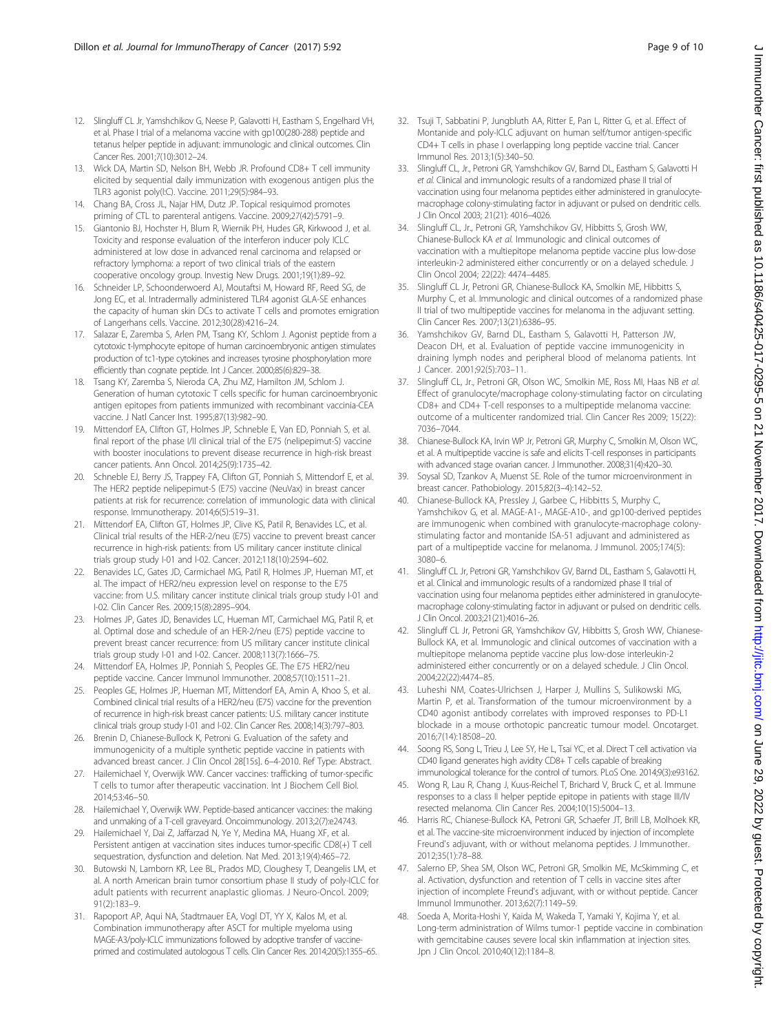12. Slingluff CL Jr, Yamshchikov G, Neese P, Galavotti H, Eastham S, Engelhard VH, et al. Phase I trial of a melanoma vaccine with gp100(280-288) peptide and tetanus helper peptide in adjuvant: immunologic and clinical outcomes. Clin Cancer Res. 2001;7(10):3012–24.
13. Wick DA, Martin SD, Nelson BH, Webb JR. Profound CD8+ T cell immunity elicited by sequential daily immunization with exogenous antigen plus the TLR3 agonist poly(I:C). Vaccine. 2011;29(5):984–93.
14. Chang BA, Cross JL, Najar HM, Dutz JP. Topical resiquimod promotes priming of CTL to parenteral antigens. Vaccine. 2009;27(42):5791–9.
15. Giantonio BJ, Hochster H, Blum R, Wiernik PH, Hudes GR, Kirkwood J, et al. Toxicity and response evaluation of the interferon inducer poly ICLC administered at low dose in advanced renal carcinoma and relapsed or refractory lymphoma: a report of two clinical trials of the eastern cooperative oncology group. Investig New Drugs. 2001;19(1):89–92.
16. Schneider LP, Schoonderwoerd AJ, Moutaftsi M, Howard RF, Reed SG, de Jong EC, et al. Intradermally administered TLR4 agonist GLA-SE enhances the capacity of human skin DCs to activate T cells and promotes emigration of Langerhans cells. Vaccine. 2012;30(28):4216–24.
17. Salazar E, Zaremba S, Arlen PM, Tsang KY, Schlom J. Agonist peptide from a cytotoxic t-lymphocyte epitope of human carcinoembryonic antigen stimulates production of tc1-type cytokines and increases tyrosine phosphorylation more efficiently than cognate peptide. Int J Cancer. 2000;85(6):829–38.
18. Tsang KY, Zaremba S, Nieroda CA, Zhu MZ, Hamilton JM, Schlom J. Generation of human cytotoxic T cells specific for human carcinoembryonic antigen epitopes from patients immunized with recombinant vaccinia-CEA vaccine. J Natl Cancer Inst. 1995;87(13):982–90.
19. Mittendorf EA, Clifton GT, Holmes JP, Schneble E, Van ED, Ponniah S, et al. final report of the phase I/II clinical trial of the E75 (nelipepimut-S) vaccine with booster inoculations to prevent disease recurrence in high-risk breast cancer patients. Ann Oncol. 2014;25(9):1735–42.
20. Schneble EJ, Berry JS, Trappey FA, Clifton GT, Ponniah S, Mittendorf E, et al. The HER2 peptide nelipepimut-S (E75) vaccine (NeuVax) in breast cancer patients at risk for recurrence: correlation of immunologic data with clinical response. Immunotherapy. 2014;6(5):519–31.
21. Mittendorf EA, Clifton GT, Holmes JP, Clive KS, Patil R, Benavides LC, et al. Clinical trial results of the HER-2/neu (E75) vaccine to prevent breast cancer recurrence in high-risk patients: from US military cancer institute clinical trials group study I-01 and I-02. Cancer. 2012;118(10):2594–602.
22. Benavides LC, Gates JD, Carmichael MG, Patil R, Holmes JP, Hueman MT, et al. The impact of HER2/neu expression level on response to the E75 vaccine: from U.S. military cancer institute clinical trials group study I-01 and I-02. Clin Cancer Res. 2009;15(8):2895–904.
23. Holmes JP, Gates JD, Benavides LC, Hueman MT, Carmichael MG, Patil R, et al. Optimal dose and schedule of an HER-2/neu (E75) peptide vaccine to prevent breast cancer recurrence: from US military cancer institute clinical trials group study I-01 and I-02. Cancer. 2008;113(7):1666–75.
24. Mittendorf EA, Holmes JP, Ponniah S, Peoples GE. The E75 HER2/neu peptide vaccine. Cancer Immunol Immunother. 2008;57(10):1511–21.
25. Peoples GE, Holmes JP, Hueman MT, Mittendorf EA, Amin A, Khoo S, et al. Combined clinical trial results of a HER2/neu (E75) vaccine for the prevention of recurrence in high-risk breast cancer patients: U.S. military cancer institute clinical trials group study I-01 and I-02. Clin Cancer Res. 2008;14(3):797–803.
26. Brenin D, Chianese-Bullock K, Petroni G. Evaluation of the safety and immunogenicity of a multiple synthetic peptide vaccine in patients with advanced breast cancer. J Clin Oncol 28[15s]. 6–4-2010. Ref Type: Abstract.
27. Hailemichael Y, Overwijk WW. Cancer vaccines: trafficking of tumor-specific T cells to tumor after therapeutic vaccination. Int J Biochem Cell Biol. 2014;53:46–50.
28. Hailemichael Y, Overwijk WW. Peptide-based anticancer vaccines: the making and unmaking of a T-cell graveyard. Oncoimmunology. 2013;2(7):e24743.
29. Hailemichael Y, Dai Z, Jaffarzad N, Ye Y, Medina MA, Huang XF, et al. Persistent antigen at vaccination sites induces tumor-specific CD8(+) T cell sequestration, dysfunction and deletion. Nat Med. 2013;19(4):465–72.
30. Butowski N, Lamborn KR, Lee BL, Prados MD, Cloughesy T, Deangelis LM, et al. A north American brain tumor consortium phase II study of poly-ICLC for adult patients with recurrent anaplastic gliomas. J Neuro-Oncol. 2009; 91(2):183–9.
31. Rapoport AP, Aqui NA, Stadtmauer EA, Vogl DT, YY X, Kalos M, et al. Combination immunotherapy after ASCT for multiple myeloma using MAGE-A3/poly-ICLC immunizations followed by adoptive transfer of vaccine-primed and costimulated autologous T cells. Clin Cancer Res. 2014;20(5):1355–65.
32. Tsuji T, Sabbatini P, Jungbluth AA, Ritter E, Pan L, Ritter G, et al. Effect of Montanide and poly-ICLC adjuvant on human self/tumor antigen-specific CD4+ T cells in phase I overlapping long peptide vaccine trial. Cancer Immunol Res. 2013;1(5):340–50.
33. Slingluff CL, Jr., Petroni GR, Yamshchikov GV, Barnd DL, Eastham S, Galavotti H *et al.* Clinical and immunologic results of a randomized phase II trial of vaccination using four melanoma peptides either administered in granulocyte-macrophage colony-stimulating factor in adjuvant or pulsed on dendritic cells. J Clin Oncol 2003; 21(21): 4016–4026.
34. Slingluff CL, Jr., Petroni GR, Yamshchikov GV, Hibbitts S, Grosh WW, Chianese-Bullock KA *et al.* Immunologic and clinical outcomes of vaccination with a multiepitope melanoma peptide vaccine plus low-dose interleukin-2 administered either concurrently or on a delayed schedule. J Clin Oncol 2004; 22(22): 4474–4485.
35. Slingluff CL Jr, Petroni GR, Chianese-Bullock KA, Smolkin ME, Hibbitts S, Murphy C, et al. Immunologic and clinical outcomes of a randomized phase II trial of two multipeptide vaccines for melanoma in the adjuvant setting. Clin Cancer Res. 2007;13(21):6386–95.
36. Yamshchikov GV, Barnd DL, Eastham S, Galavotti H, Patterson JW, Deacon DH, et al. Evaluation of peptide vaccine immunogenicity in draining lymph nodes and peripheral blood of melanoma patients. Int J Cancer. 2001;92(5):703–11.
37. Slingluff CL, Jr., Petroni GR, Olson WC, Smolkin ME, Ross MI, Haas NB *et al.* Effect of granulocyte/macrophage colony-stimulating factor on circulating CD8+ and CD4+ T-cell responses to a multipeptide melanoma vaccine: outcome of a multicenter randomized trial. Clin Cancer Res 2009; 15(22): 7036–7044.
38. Chianese-Bullock KA, Irvin WP Jr, Petroni GR, Murphy C, Smolkin M, Olson WC, et al. A multipeptide vaccine is safe and elicits T-cell responses in participants with advanced stage ovarian cancer. J Immunother. 2008;31(4):420–30.
39. Soysal SD, Tzankov A, Muenst SE. Role of the tumor microenvironment in breast cancer. Pathobiology. 2015;82(3–4):142–52.
40. Chianese-Bullock KA, Pressley J, Garbee C, Hibbitts S, Murphy C, Yamshchikov G, et al. MAGE-A1-, MAGE-A10-, and gp100-derived peptides are immunogenic when combined with granulocyte-macrophage colony-stimulating factor and montanide ISA-51 adjuvant and administered as part of a multipeptide vaccine for melanoma. J Immunol. 2005;174(5): 3080–6.
41. Slingluff CL Jr, Petroni GR, Yamshchikov GV, Barnd DL, Eastham S, Galavotti H, et al. Clinical and immunologic results of a randomized phase II trial of vaccination using four melanoma peptides either administered in granulocyte-macrophage colony-stimulating factor in adjuvant or pulsed on dendritic cells. J Clin Oncol. 2003;21(21):4016–26.
42. Slingluff CL Jr, Petroni GR, Yamshchikov GV, Hibbitts S, Grosh WW, Chianese-Bullock KA, et al. Immunologic and clinical outcomes of vaccination with a multiepitope melanoma peptide vaccine plus low-dose interleukin-2 administered either concurrently or on a delayed schedule. J Clin Oncol. 2004;22(22):4474–85.
43. Luheshi NM, Coates-Ulrichsen J, Harper J, Mullins S, Sulikowski MG, Martin P, et al. Transformation of the tumour microenvironment by a CD40 agonist antibody correlates with improved responses to PD-L1 blockade in a mouse orthotopic pancreatic tumour model. Oncotarget. 2016;7(14):18508–20.
44. Soong RS, Song L, Trieu J, Lee SY, He L, Tsai YC, et al. Direct T cell activation via CD40 ligand generates high avidity CD8+ T cells capable of breaking immunological tolerance for the control of tumors. PLoS One. 2014;9(3):e93162.
45. Wong R, Lau R, Chang J, Kuus-Reichel T, Brichard V, Bruck C, et al. Immune responses to a class II helper peptide epitope in patients with stage III/IV resected melanoma. Clin Cancer Res. 2004;10(15):5004–13.
46. Harris RC, Chianese-Bullock KA, Petroni GR, Schaefer JT, Brill LB, Molhoek KR, et al. The vaccine-site microenvironment induced by injection of incomplete Freund's adjuvant, with or without melanoma peptides. J Immunother. 2012;35(1):78–88.
47. Salerno EP, Shea SM, Olson WC, Petroni GR, Smolkin ME, McSkimming C, et al. Activation, dysfunction and retention of T cells in vaccine sites after injection of incomplete Freund's adjuvant, with or without peptide. Cancer Immunol Immunother. 2013;62(7):1149–59.
48. Soeda A, Morita-Hoshi Y, Kaida M, Wakeda T, Yamaki Y, Kojima Y, et al. Long-term administration of Wilms tumor-1 peptide vaccine in combination with gemcitabine causes severe local skin inflammation at injection sites. Jpn J Clin Oncol. 2010;40(12):1184–8.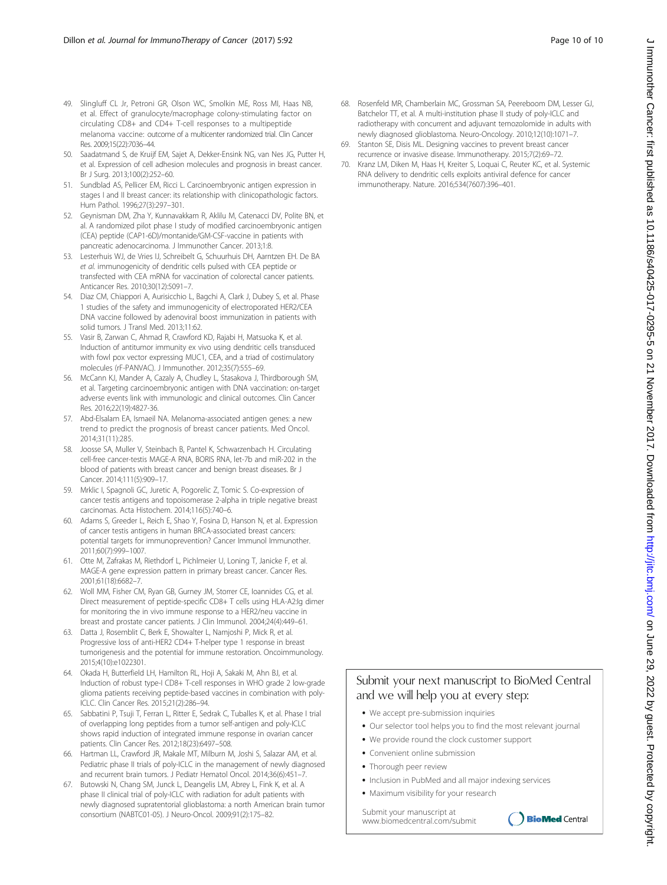49. Slingluff CL Jr, Petroni GR, Olson WC, Smolkin ME, Ross MI, Haas NB, et al. Effect of granulocyte/macrophage colony-stimulating factor on circulating CD8+ and CD4+ T-cell responses to a multipeptide melanoma vaccine: outcome of a multicenter randomized trial. Clin Cancer Res. 2009;15(22):7036–44.
50. Saadatmand S, de Kruijf EM, Sajet A, Dekker-Ensink NG, van Nes JG, Putter H, et al. Expression of cell adhesion molecules and prognosis in breast cancer. Br J Surg. 2013;100(2):252–60.
51. Sundblad AS, Pellicer EM, Ricci L. Carcinoembryonic antigen expression in stages I and II breast cancer: its relationship with clinicopathologic factors. Hum Pathol. 1996;27(3):297–301.
52. Geynisman DM, Zha Y, Kunnavakkam R, Aklilu M, Catenacci DV, Polite BN, et al. A randomized pilot phase I study of modified carcinoembryonic antigen (CEA) peptide (CAP1-6D)/montanide/GM-CSF-vaccine in patients with pancreatic adenocarcinoma. J Immunother Cancer. 2013;1:8.
53. Lesterhuis WJ, de Vries IJ, Schreibelt G, Schuurhuis DH, Aarntzen EH. De BA *et al.* immunogenicity of dendritic cells pulsed with CEA peptide or transfected with CEA mRNA for vaccination of colorectal cancer patients. Anticancer Res. 2010;30(12):5091–7.
54. Diaz CM, Chiappori A, Aurisicchio L, Bagchi A, Clark J, Dubey S, et al. Phase 1 studies of the safety and immunogenicity of electroporated HER2/CEA DNA vaccine followed by adenoviral boost immunization in patients with solid tumors. J Transl Med. 2013;11:62.
55. Vasir B, Zarwan C, Ahmad R, Crawford KD, Rajabi H, Matsuoka K, et al. Induction of antitumor immunity ex vivo using dendritic cells transduced with fowl pox vector expressing MUC1, CEA, and a triad of costimulatory molecules (rF-PANVAC). J Immunother. 2012;35(7):555–69.
56. McCann KJ, Mander A, Cazaly A, Chudley L, Stasakova J, Thirdborough SM, et al. Targeting carcinoembryonic antigen with DNA vaccination: on-target adverse events link with immunologic and clinical outcomes. Clin Cancer Res. 2016;22(19):4827-36.
57. Abd-Elsalam EA, Ismaeil NA. Melanoma-associated antigen genes: a new trend to predict the prognosis of breast cancer patients. Med Oncol. 2014;31(11):285.
58. Joosse SA, Muller V, Steinbach B, Pantel K, Schwarzenbach H. Circulating cell-free cancer-testis MAGE-A RNA, BORIS RNA, let-7b and miR-202 in the blood of patients with breast cancer and benign breast diseases. Br J Cancer. 2014;111(5):909–17.
59. Mrklic I, Spagnoli GC, Juretic A, Pogorelic Z, Tomic S. Co-expression of cancer testis antigens and topoisomerase 2-alpha in triple negative breast carcinomas. Acta Histochem. 2014;116(5):740–6.
60. Adams S, Greeder L, Reich E, Shao Y, Fosina D, Hanson N, et al. Expression of cancer testis antigens in human BRCA-associated breast cancers: potential targets for immunoprevention? Cancer Immunol Immunother. 2011;60(7):999–1007.
61. Otte M, Zafrakas M, Riethdorf L, Pichlmeier U, Loning T, Janicke F, et al. MAGE-A gene expression pattern in primary breast cancer. Cancer Res. 2001;61(18):6682–7.
62. Woll MM, Fisher CM, Ryan GB, Gurney JM, Storrer CE, Ioannides CG, et al. Direct measurement of peptide-specific CD8+ T cells using HLA-A2:Ig dimer for monitoring the in vivo immune response to a HER2/neu vaccine in breast and prostate cancer patients. J Clin Immunol. 2004;24(4):449–61.
63. Datta J, Rosemblit C, Berk E, Showalter L, Namjoshi P, Mick R, et al. Progressive loss of anti-HER2 CD4+ T-helper type 1 response in breast tumorigenesis and the potential for immune restoration. Oncoimmunology. 2015;4(10):e1022301.
64. Okada H, Butterfield LH, Hamilton RL, Hoji A, Sakaki M, Ahn BJ, et al. Induction of robust type-I CD8+ T-cell responses in WHO grade 2 low-grade glioma patients receiving peptide-based vaccines in combination with poly-ICLC. Clin Cancer Res. 2015;21(2):286–94.
65. Sabbatini P, Tsuji T, Ferran L, Ritter E, Sedrak C, Tuballes K, et al. Phase I trial of overlapping long peptides from a tumor self-antigen and poly-ICLC shows rapid induction of integrated immune response in ovarian cancer patients. Clin Cancer Res. 2012;18(23):6497–508.
66. Hartman LL, Crawford JR, Makale MT, Milburn M, Joshi S, Salazar AM, et al. Pediatric phase II trials of poly-ICLC in the management of newly diagnosed and recurrent brain tumors. J Pediatr Hematol Oncol. 2014;36(6):451–7.
67. Butowski N, Chang SM, Junck L, Deangelis LM, Abrey L, Fink K, et al. A phase II clinical trial of poly-ICLC with radiation for adult patients with newly diagnosed supratentorial glioblastoma: a north American brain tumor consortium (NABTC01-05). J Neuro-Oncol. 2009;91(2):175–82.
68. Rosenfeld MR, Chamberlain MC, Grossman SA, Peereboom DM, Lesser GJ, Batchelor TT, et al. A multi-institution phase II study of poly-ICLC and radiotherapy with concurrent and adjuvant temozolomide in adults with newly diagnosed glioblastoma. Neuro-Oncology. 2010;12(10):1071–7.
69. Stanton SE, Disis ML. Designing vaccines to prevent breast cancer recurrence or invasive disease. Immunotherapy. 2015;7(2):69–72.
70. Kranz LM, Diken M, Haas H, Kreiter S, Loquai C, Reuter KC, et al. Systemic RNA delivery to dendritic cells exploits antiviral defence for cancer immunotherapy. Nature. 2016;534(7607):396–401.